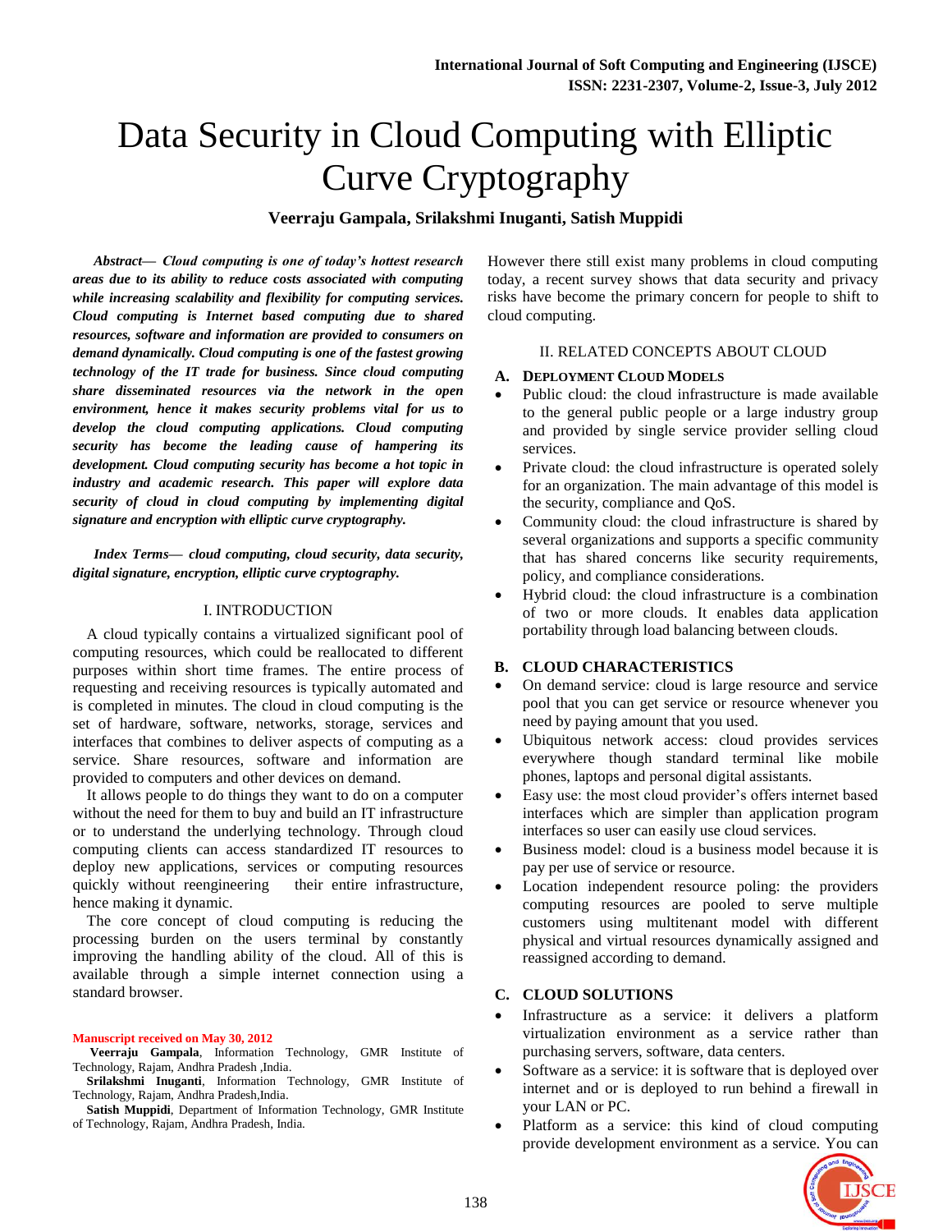# Data Security in Cloud Computing with Elliptic Curve Cryptography

**Veerraju Gampala, Srilakshmi Inuganti, Satish Muppidi**

***Abstract— Cloud computing is one of today's hottest research areas due to its ability to reduce costs associated with computing while increasing scalability and flexibility for computing services. Cloud computing is Internet based computing due to shared resources, software and information are provided to consumers on demand dynamically. Cloud computing is one of the fastest growing technology of the IT trade for business. Since cloud computing share disseminated resources via the network in the open environment, hence it makes security problems vital for us to develop the cloud computing applications. Cloud computing security has become the leading cause of hampering its development. Cloud computing security has become a hot topic in industry and academic research. This paper will explore data security of cloud in cloud computing by implementing digital signature and encryption with elliptic curve cryptography.***

***Index Terms— cloud computing, cloud security, data security, digital signature, encryption, elliptic curve cryptography.***

## I. INTRODUCTION

A cloud typically contains a virtualized significant pool of computing resources, which could be reallocated to different purposes within short time frames. The entire process of requesting and receiving resources is typically automated and is completed in minutes. The cloud in cloud computing is the set of hardware, software, networks, storage, services and interfaces that combines to deliver aspects of computing as a service. Share resources, software and information are provided to computers and other devices on demand.

It allows people to do things they want to do on a computer without the need for them to buy and build an IT infrastructure or to understand the underlying technology. Through cloud computing clients can access standardized IT resources to deploy new applications, services or computing resources quickly without reengineering their entire infrastructure, hence making it dynamic.

The core concept of cloud computing is reducing the processing burden on the users terminal by constantly improving the handling ability of the cloud. All of this is available through a simple internet connection using a standard browser.

However there still exist many problems in cloud computing today, a recent survey shows that data security and privacy risks have become the primary concern for people to shift to cloud computing.

**Manuscript received on May 30, 2012**

**Veerraju Gampala**, Information Technology, GMR Institute of Technology, Rajam, Andhra Pradesh ,India.

**Srilakshmi Inuganti**, Information Technology, GMR Institute of Technology, Rajam, Andhra Pradesh,India.

**Satish Muppidi**, Department of Information Technology, GMR Institute of Technology, Rajam, Andhra Pradesh, India.

## II. RELATED CONCEPTS ABOUT CLOUD

### A. DEPLOYMENT CLOUD MODELS

- Public cloud: the cloud infrastructure is made available to the general public people or a large industry group and provided by single service provider selling cloud services.
- Private cloud: the cloud infrastructure is operated solely for an organization. The main advantage of this model is the security, compliance and QoS.
- Community cloud: the cloud infrastructure is shared by several organizations and supports a specific community that has shared concerns like security requirements, policy, and compliance considerations.
- Hybrid cloud: the cloud infrastructure is a combination of two or more clouds. It enables data application portability through load balancing between clouds.

### B. CLOUD CHARACTERISTICS

- On demand service: cloud is large resource and service pool that you can get service or resource whenever you need by paying amount that you used.
- Ubiquitous network access: cloud provides services everywhere though standard terminal like mobile phones, laptops and personal digital assistants.
- Easy use: the most cloud provider's offers internet based interfaces which are simpler than application program interfaces so user can easily use cloud services.
- Business model: cloud is a business model because it is pay per use of service or resource.
- Location independent resource poling: the providers computing resources are pooled to serve multiple customers using multitenant model with different physical and virtual resources dynamically assigned and reassigned according to demand.

### C. CLOUD SOLUTIONS

- Infrastructure as a service: it delivers a platform virtualization environment as a service rather than purchasing servers, software, data centers.
- Software as a service: it is software that is deployed over internet and or is deployed to run behind a firewall in your LAN or PC.
- Platform as a service: this kind of cloud computing provide development environment as a service. You can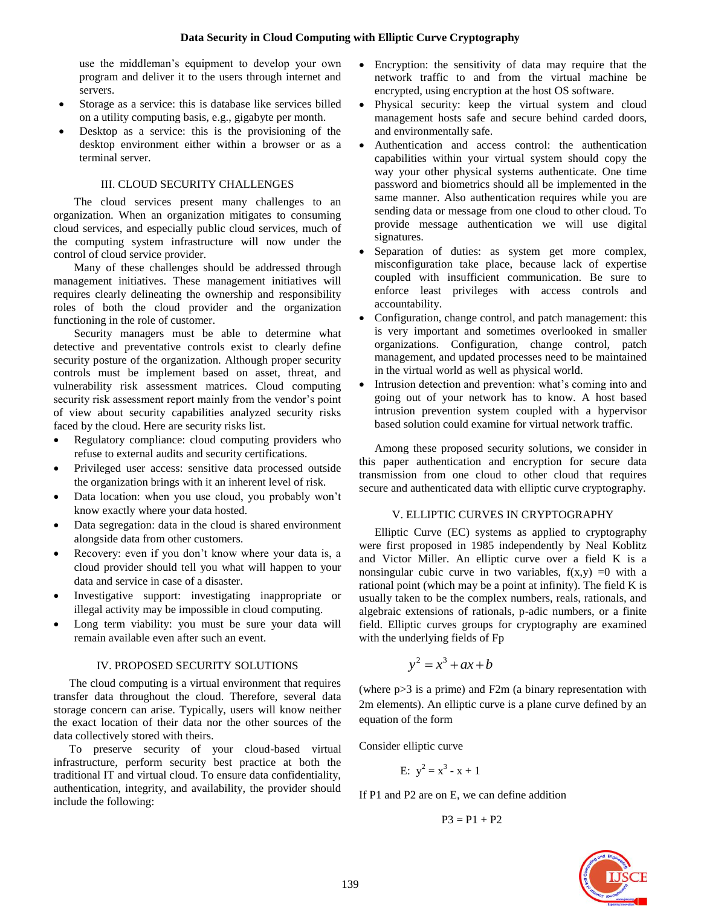use the middleman's equipment to develop your own program and deliver it to the users through internet and servers.

- Storage as a service: this is database like services billed on a utility computing basis, e.g., gigabyte per month.
- Desktop as a service: this is the provisioning of the desktop environment either within a browser or as a terminal server.

## III. CLOUD SECURITY CHALLENGES

The cloud services present many challenges to an organization. When an organization mitigates to consuming cloud services, and especially public cloud services, much of the computing system infrastructure will now under the control of cloud service provider.

Many of these challenges should be addressed through management initiatives. These management initiatives will requires clearly delineating the ownership and responsibility roles of both the cloud provider and the organization functioning in the role of customer.

Security managers must be able to determine what detective and preventative controls exist to clearly define security posture of the organization. Although proper security controls must be implement based on asset, threat, and vulnerability risk assessment matrices. Cloud computing security risk assessment report mainly from the vendor's point of view about security capabilities analyzed security risks faced by the cloud. Here are security risks list.

- Regulatory compliance: cloud computing providers who refuse to external audits and security certifications.
- Privileged user access: sensitive data processed outside the organization brings with it an inherent level of risk.
- Data location: when you use cloud, you probably won't know exactly where your data hosted.
- Data segregation: data in the cloud is shared environment alongside data from other customers.
- Recovery: even if you don't know where your data is, a cloud provider should tell you what will happen to your data and service in case of a disaster.
- Investigative support: investigating inappropriate or illegal activity may be impossible in cloud computing.
- Long term viability: you must be sure your data will remain available even after such an event.

## IV. PROPOSED SECURITY SOLUTIONS

The cloud computing is a virtual environment that requires transfer data throughout the cloud. Therefore, several data storage concern can arise. Typically, users will know neither the exact location of their data nor the other sources of the data collectively stored with theirs.

To preserve security of your cloud-based virtual infrastructure, perform security best practice at both the traditional IT and virtual cloud. To ensure data confidentiality, authentication, integrity, and availability, the provider should include the following:

- Encryption: the sensitivity of data may require that the network traffic to and from the virtual machine be encrypted, using encryption at the host OS software.
- Physical security: keep the virtual system and cloud management hosts safe and secure behind carded doors, and environmentally safe.
- Authentication and access control: the authentication capabilities within your virtual system should copy the way your other physical systems authenticate. One time password and biometrics should all be implemented in the same manner. Also authentication requires while you are sending data or message from one cloud to other cloud. To provide message authentication we will use digital signatures.
- Separation of duties: as system get more complex, misconfiguration take place, because lack of expertise coupled with insufficient communication. Be sure to enforce least privileges with access controls and accountability.
- Configuration, change control, and patch management: this is very important and sometimes overlooked in smaller organizations. Configuration, change control, patch management, and updated processes need to be maintained in the virtual world as well as physical world.
- Intrusion detection and prevention: what's coming into and going out of your network has to know. A host based intrusion prevention system coupled with a hypervisor based solution could examine for virtual network traffic.

Among these proposed security solutions, we consider in this paper authentication and encryption for secure data transmission from one cloud to other cloud that requires secure and authenticated data with elliptic curve cryptography.

## V. ELLIPTIC CURVES IN CRYPTOGRAPHY

Elliptic Curve (EC) systems as applied to cryptography were first proposed in 1985 independently by Neal Koblitz and Victor Miller. An elliptic curve over a field K is a nonsingular cubic curve in two variables, f(x,y) =0 with a rational point (which may be a point at infinity). The field K is usually taken to be the complex numbers, reals, rationals, and algebraic extensions of rationals, p-adic numbers, or a finite field. Elliptic curves groups for cryptography are examined with the underlying fields of Fp

$$y^2 = x^3 + ax + b$$

(where p>3 is a prime) and F2m (a binary representation with 2m elements). An elliptic curve is a plane curve defined by an equation of the form

Consider elliptic curve

$$E:\ y^2 = x^3 - x + 1$$

If P1 and P2 are on E, we can define addition

$$P3 = P1 + P2$$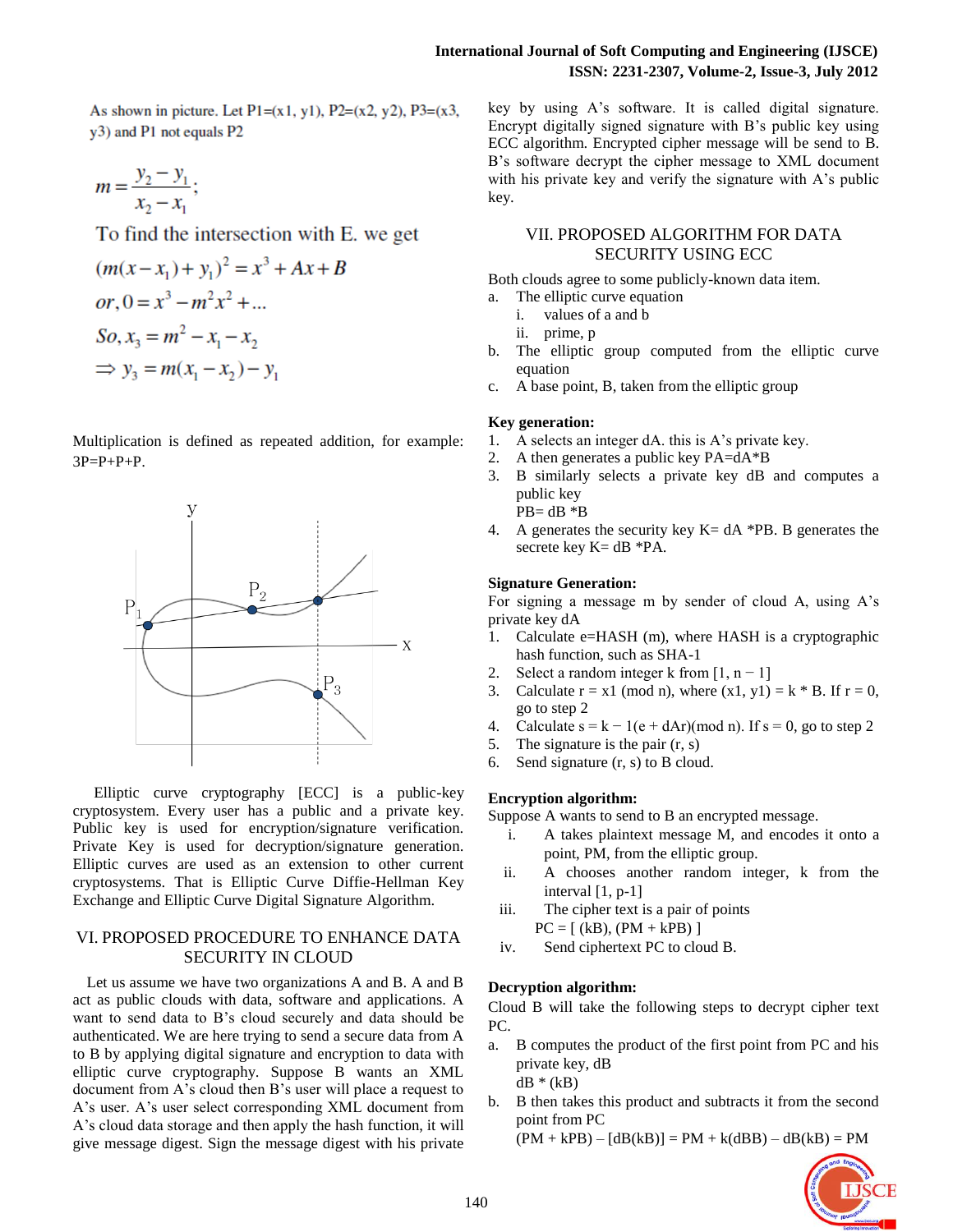As shown in picture. Let P1=(x1, y1), P2=(x2, y2), P3=(x3, y3) and P1 not equals P2

$$m = \frac{y_2 - y_1}{x_2 - x_1};$$

To find the intersection with E. we get

$$(m(x - x_1) + y_1)^2 = x^3 + Ax + B$$

$$or, 0 = x^3 - m^2x^2 + \ldots$$

$$So, x_3 = m^2 - x_1 - x_2$$

$$\Rightarrow y_3 = m(x_1 - x_2) - y_1$$

Multiplication is defined as repeated addition, for example: 3P=P+P+P.

Elliptic curve cryptography [ECC] is a public-key cryptosystem. Every user has a public and a private key. Public key is used for encryption/signature verification. Private Key is used for decryption/signature generation. Elliptic curves are used as an extension to other current cryptosystems. That is Elliptic Curve Diffie-Hellman Key Exchange and Elliptic Curve Digital Signature Algorithm.

## VI. PROPOSED PROCEDURE TO ENHANCE DATA SECURITY IN CLOUD

Let us assume we have two organizations A and B. A and B act as public clouds with data, software and applications. A want to send data to B's cloud securely and data should be authenticated. We are here trying to send a secure data from A to B by applying digital signature and encryption to data with elliptic curve cryptography. Suppose B wants an XML document from A's cloud then B's user will place a request to A's user. A's user select corresponding XML document from A's cloud data storage and then apply the hash function, it will give message digest. Sign the message digest with his private key by using A's software. It is called digital signature. Encrypt digitally signed signature with B's public key using ECC algorithm. Encrypted cipher message will be send to B. B's software decrypt the cipher message to XML document with his private key and verify the signature with A's public key.

## VII. PROPOSED ALGORITHM FOR DATA SECURITY USING ECC

Both clouds agree to some publicly-known data item.

a. The elliptic curve equation
   i. values of a and b
   ii. prime, p
b. The elliptic group computed from the elliptic curve equation
c. A base point, B, taken from the elliptic group

**Key generation:**

1. A selects an integer dA. this is A's private key.
2. A then generates a public key PA=dA*B
3. B similarly selects a private key dB and computes a public key
   PB= dB *B
4. A generates the security key K= dA *PB. B generates the secrete key K= dB *PA.

**Signature Generation:**

For signing a message m by sender of cloud A, using A's private key dA

1. Calculate e=HASH (m), where HASH is a cryptographic hash function, such as SHA-1
2. Select a random integer k from [1, n − 1]
3. Calculate r = x1 (mod n), where (x1, y1) = k * B. If r = 0, go to step 2
4. Calculate s = k − 1(e + dAr)(mod n). If s = 0, go to step 2
5. The signature is the pair (r, s)
6. Send signature (r, s) to B cloud.

**Encryption algorithm:**

Suppose A wants to send to B an encrypted message.

i. A takes plaintext message M, and encodes it onto a point, PM, from the elliptic group.
ii. A chooses another random integer, k from the interval [1, p-1]
iii. The cipher text is a pair of points
   PC = [ (kB), (PM + kPB) ]
iv. Send ciphertext PC to cloud B.

**Decryption algorithm:**

Cloud B will take the following steps to decrypt cipher text PC.

a. B computes the product of the first point from PC and his private key, dB
   dB * (kB)
b. B then takes this product and subtracts it from the second point from PC
   (PM + kPB) – [dB(kB)] = PM + k(dBB) – dB(kB) = PM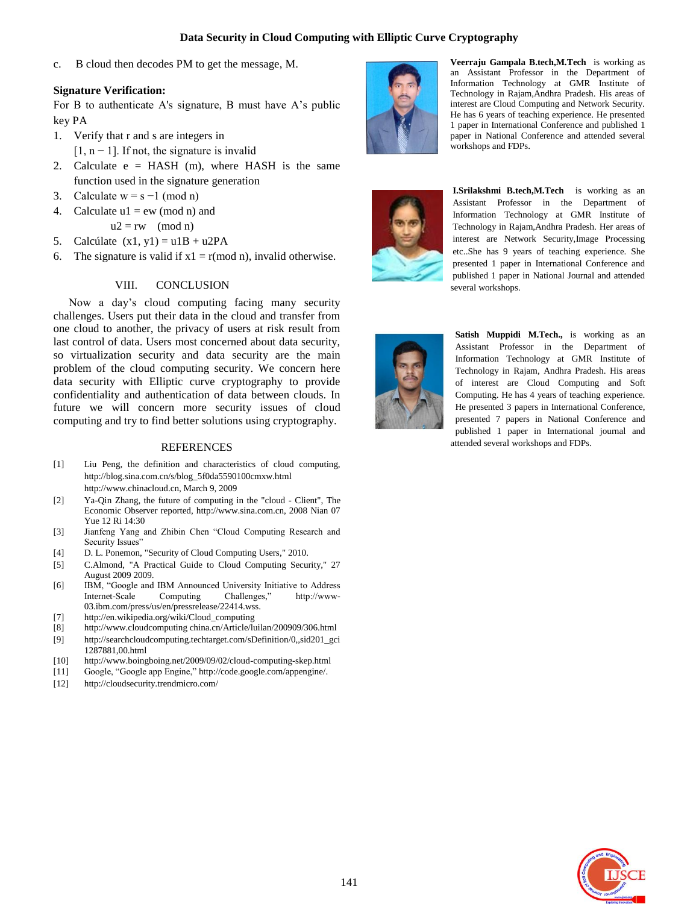c. B cloud then decodes PM to get the message, M.

**Signature Verification:**

For B to authenticate A's signature, B must have A's public key PA

1. Verify that r and s are integers in $[1, n - 1]$. If not, the signature is invalid
2. Calculate e = HASH (m), where HASH is the same function used in the signature generation
3. Calculate $w = s^{-1} \pmod n$
4. Calculate $u1 = ew \pmod n$ and $u2 = rw \pmod n$
5. Calcúlate $(x1, y1) = u1B + u2PA$
6. The signature is valid if $x1 = r(\text{mod } n)$, invalid otherwise.

## VIII. CONCLUSION

Now a day's cloud computing facing many security challenges. Users put their data in the cloud and transfer from one cloud to another, the privacy of users at risk result from last control of data. Users most concerned about data security, so virtualization security and data security are the main problem of the cloud computing security. We concern here data security with Elliptic curve cryptography to provide confidentiality and authentication of data between clouds. In future we will concern more security issues of cloud computing and try to find better solutions using cryptography.

## REFERENCES

[1] Liu Peng, the definition and characteristics of cloud computing, http://blog.sina.com.cn/s/blog_5f0da5590100cmxw.html http://www.chinacloud.cn, March 9, 2009

[2] Ya-Qin Zhang, the future of computing in the "cloud - Client", The Economic Observer reported, http://www.sina.com.cn, 2008 Nian 07 Yue 12 Ri 14:30

[3] Jianfeng Yang and Zhibin Chen "Cloud Computing Research and Security Issues"

[4] D. L. Ponemon, "Security of Cloud Computing Users," 2010.

[5] C.Almond, "A Practical Guide to Cloud Computing Security," 27 August 2009 2009.

[6] IBM, "Google and IBM Announced University Initiative to Address Internet-Scale Computing Challenges," http://www-03.ibm.com/press/us/en/pressrelease/22414.wss.

[7] http://en.wikipedia.org/wiki/Cloud_computing

[8] http://www.cloudcomputing china.cn/Article/luilan/200909/306.html

[9] http://searchcloudcomputing.techtarget.com/sDefinition/0,,sid201_gci1287881,00.html

[10] http://www.boingboing.net/2009/09/02/cloud-computing-skep.html

[11] Google, "Google app Engine," http://code.google.com/appengine/.

[12] http://cloudsecurity.trendmicro.com/

**Veerraju Gampala B.tech,M.Tech** is working as an Assistant Professor in the Department of Information Technology at GMR Institute of Technology in Rajam,Andhra Pradesh. His areas of interest are Cloud Computing and Network Security. He has 6 years of teaching experience. He presented 1 paper in International Conference and published 1 paper in National Conference and attended several workshops and FDPs.

**I.Srilakshmi B.tech,M.Tech** is working as an Assistant Professor in the Department of Information Technology at GMR Institute of Technology in Rajam,Andhra Pradesh. Her areas of interest are Network Security,Image Processing etc..She has 9 years of teaching experience. She presented 1 paper in International Conference and published 1 paper in National Journal and attended several workshops.

**Satish Muppidi M.Tech.,** is working as an Assistant Professor in the Department of Information Technology in Rajam, Andhra Pradesh. His areas of interest are Cloud Computing and Soft Computing. He has 4 years of teaching experience. He presented 3 papers in International Conference, presented 7 papers in National Conference and published 1 paper in International journal and attended several workshops and FDPs.